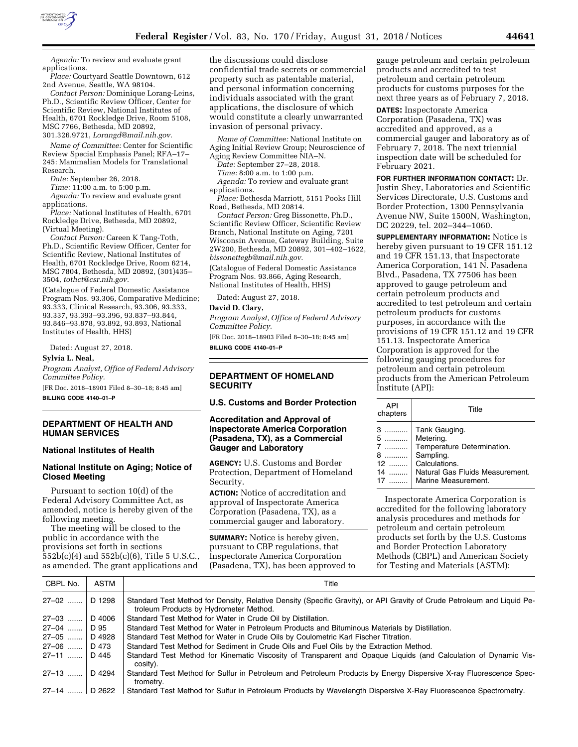*Agenda:* To review and evaluate grant applications.

*Place:* Courtyard Seattle Downtown, 612 2nd Avenue, Seattle, WA 98104.

*Contact Person:* Dominique Lorang-Leins, Ph.D., Scientific Review Officer, Center for Scientific Review, National Institutes of Health, 6701 Rockledge Drive, Room 5108, MSC 7766, Bethesda, MD 20892, 301.326.9721, *Lorangd@mail.nih.gov.*

*Name of Committee:* Center for Scientific Review Special Emphasis Panel; RFA–17–245: Mammalian Models for Translational Research.

*Date:* September 26, 2018.

*Time:* 11:00 a.m. to 5:00 p.m.

*Agenda:* To review and evaluate grant applications.

*Place:* National Institutes of Health, 6701 Rockledge Drive, Bethesda, MD 20892, (Virtual Meeting).

*Contact Person:* Careen K Tang-Toth, Ph.D., Scientific Review Officer, Center for Scientific Review, National Institutes of Health, 6701 Rockledge Drive, Room 6214, MSC 7804, Bethesda, MD 20892, (301)435–3504, *tothct@csr.nih.gov.*

(Catalogue of Federal Domestic Assistance Program Nos. 93.306, Comparative Medicine; 93.333, Clinical Research, 93.306, 93.333, 93.337, 93.393–93.396, 93.837–93.844, 93.846–93.878, 93.892, 93.893, National Institutes of Health, HHS)

Dated: August 27, 2018.

**Sylvia L. Neal,**

*Program Analyst, Office of Federal Advisory Committee Policy.*

[FR Doc. 2018–18901 Filed 8–30–18; 8:45 am]

**BILLING CODE 4140–01–P**

## DEPARTMENT OF HEALTH AND HUMAN SERVICES

### National Institutes of Health

### National Institute on Aging; Notice of Closed Meeting

Pursuant to section 10(d) of the Federal Advisory Committee Act, as amended, notice is hereby given of the following meeting.

The meeting will be closed to the public in accordance with the provisions set forth in sections 552b(c)(4) and 552b(c)(6), Title 5 U.S.C., as amended. The grant applications and the discussions could disclose confidential trade secrets or commercial property such as patentable material, and personal information concerning individuals associated with the grant applications, the disclosure of which would constitute a clearly unwarranted invasion of personal privacy.

*Name of Committee:* National Institute on Aging Initial Review Group; Neuroscience of Aging Review Committee NIA–N.

*Date:* September 27–28, 2018.

*Time:* 8:00 a.m. to 1:00 p.m.

*Agenda:* To review and evaluate grant applications.

*Place:* Bethesda Marriott, 5151 Pooks Hill Road, Bethesda, MD 20814.

*Contact Person:* Greg Bissonette, Ph.D., Scientific Review Officer, Scientific Review Branch, National Institute on Aging, 7201 Wisconsin Avenue, Gateway Building, Suite 2W200, Bethesda, MD 20892, 301–402–1622, *bissonettegb@mail.nih.gov*.

(Catalogue of Federal Domestic Assistance Program Nos. 93.866, Aging Research, National Institutes of Health, HHS)

Dated: August 27, 2018.

**David D. Clary,**

*Program Analyst, Office of Federal Advisory Committee Policy.*

[FR Doc. 2018–18903 Filed 8–30–18; 8:45 am]

**BILLING CODE 4140–01–P**

## DEPARTMENT OF HOMELAND SECURITY

### U.S. Customs and Border Protection

### Accreditation and Approval of Inspectorate America Corporation (Pasadena, TX), as a Commercial Gauger and Laboratory

**AGENCY:** U.S. Customs and Border Protection, Department of Homeland Security.

**ACTION:** Notice of accreditation and approval of Inspectorate America Corporation (Pasadena, TX), as a commercial gauger and laboratory.

**SUMMARY:** Notice is hereby given, pursuant to CBP regulations, that Inspectorate America Corporation (Pasadena, TX), has been approved to gauge petroleum and certain petroleum products and accredited to test petroleum and certain petroleum products for customs purposes for the next three years as of February 7, 2018.

**DATES:** Inspectorate America Corporation (Pasadena, TX) was accredited and approved, as a commercial gauger and laboratory as of February 7, 2018. The next triennial inspection date will be scheduled for February 2021.

**FOR FURTHER INFORMATION CONTACT:** Dr. Justin Shey, Laboratories and Scientific Services Directorate, U.S. Customs and Border Protection, 1300 Pennsylvania Avenue NW, Suite 1500N, Washington, DC 20229, tel. 202–344–1060.

**SUPPLEMENTARY INFORMATION:** Notice is hereby given pursuant to 19 CFR 151.12 and 19 CFR 151.13, that Inspectorate America Corporation, 141 N. Pasadena Blvd., Pasadena, TX 77506 has been approved to gauge petroleum and certain petroleum products and accredited to test petroleum and certain petroleum products for customs purposes, in accordance with the provisions of 19 CFR 151.12 and 19 CFR 151.13. Inspectorate America Corporation is approved for the following gauging procedures for petroleum and certain petroleum products from the American Petroleum Institute (API):

| API chapters | Title |
|---|---|
| 3 | Tank Gauging. |
| 5 | Metering. |
| 7 | Temperature Determination. |
| 8 | Sampling. |
| 12 | Calculations. |
| 14 | Natural Gas Fluids Measurement. |
| 17 | Marine Measurement. |

Inspectorate America Corporation is accredited for the following laboratory analysis procedures and methods for petroleum and certain petroleum products set forth by the U.S. Customs and Border Protection Laboratory Methods (CBPL) and American Society for Testing and Materials (ASTM):

| CBPL No. | ASTM | Title |
|---|---|---|
| 27–02 | D 1298 | Standard Test Method for Density, Relative Density (Specific Gravity), or API Gravity of Crude Petroleum and Liquid Petroleum Products by Hydrometer Method. |
| 27–03 | D 4006 | Standard Test Method for Water in Crude Oil by Distillation. |
| 27–04 | D 95 | Standard Test Method for Water in Petroleum Products and Bituminous Materials by Distillation. |
| 27–05 | D 4928 | Standard Test Method for Water in Crude Oils by Coulometric Karl Fischer Titration. |
| 27–06 | D 473 | Standard Test Method for Sediment in Crude Oils and Fuel Oils by the Extraction Method. |
| 27–11 | D 445 | Standard Test Method for Kinematic Viscosity of Transparent and Opaque Liquids (and Calculation of Dynamic Viscosity). |
| 27–13 | D 4294 | Standard Test Method for Sulfur in Petroleum and Petroleum Products by Energy Dispersive X-ray Fluorescence Spectrometry. |
| 27–14 | D 2622 | Standard Test Method for Sulfur in Petroleum Products by Wavelength Dispersive X-Ray Fluorescence Spectrometry. |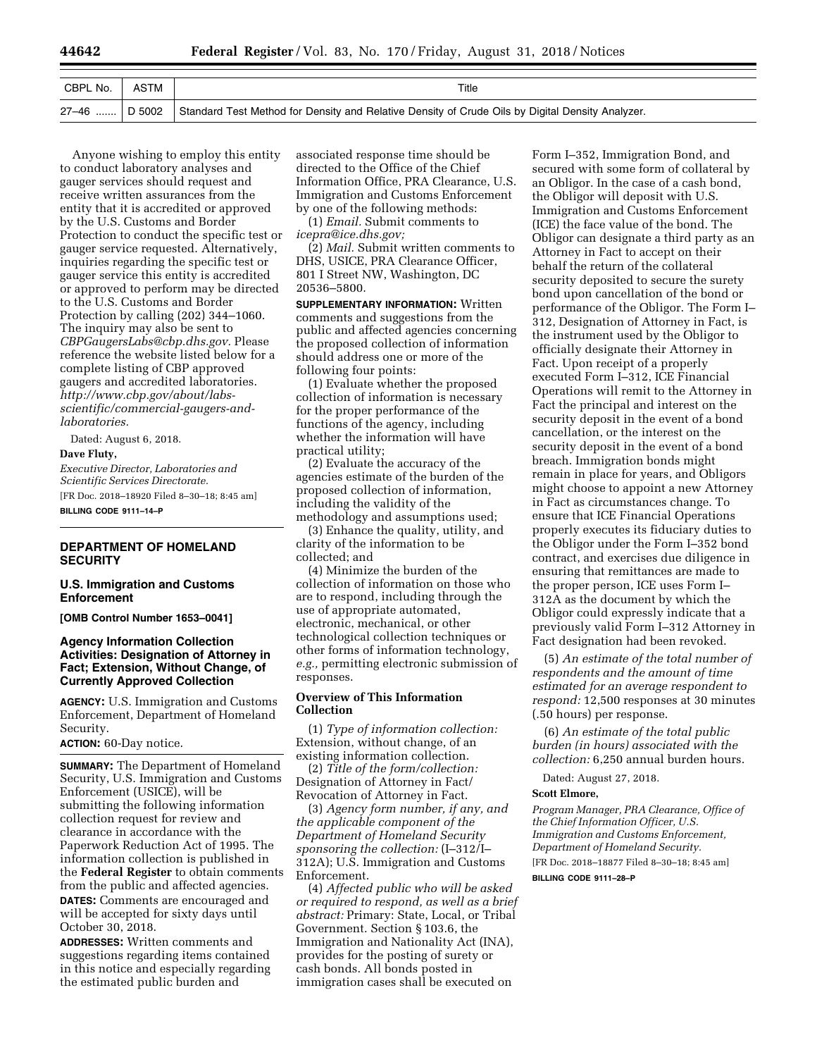| CBPL No. | ASTM | Title |
| --- | --- | --- |
| 27–46 ....... | D 5002 | Standard Test Method for Density and Relative Density of Crude Oils by Digital Density Analyzer. |

Anyone wishing to employ this entity to conduct laboratory analyses and gauger services should request and receive written assurances from the entity that it is accredited or approved by the U.S. Customs and Border Protection to conduct the specific test or gauger service requested. Alternatively, inquiries regarding the specific test or gauger service this entity is accredited or approved to perform may be directed to the U.S. Customs and Border Protection by calling (202) 344–1060. The inquiry may also be sent to *CBPGaugersLabs@cbp.dhs.gov*. Please reference the website listed below for a complete listing of CBP approved gaugers and accredited laboratories. *http://www.cbp.gov/about/labs-scientific/commercial-gaugers-and-laboratories.*

Dated: August 6, 2018.

**Dave Fluty,**

*Executive Director, Laboratories and Scientific Services Directorate.*

[FR Doc. 2018–18920 Filed 8–30–18; 8:45 am]

**BILLING CODE 9111–14–P**

## DEPARTMENT OF HOMELAND SECURITY

### U.S. Immigration and Customs Enforcement

**[OMB Control Number 1653–0041]**

### Agency Information Collection Activities: Designation of Attorney in Fact; Extension, Without Change, of Currently Approved Collection

**AGENCY:** U.S. Immigration and Customs Enforcement, Department of Homeland Security.

**ACTION:** 60-Day notice.

**SUMMARY:** The Department of Homeland Security, U.S. Immigration and Customs Enforcement (USICE), will be submitting the following information collection request for review and clearance in accordance with the Paperwork Reduction Act of 1995. The information collection is published in the **Federal Register** to obtain comments from the public and affected agencies.

**DATES:** Comments are encouraged and will be accepted for sixty days until October 30, 2018.

**ADDRESSES:** Written comments and suggestions regarding items contained in this notice and especially regarding the estimated public burden and associated response time should be directed to the Office of the Chief Information Office, PRA Clearance, U.S. Immigration and Customs Enforcement by one of the following methods:

(1) *Email.* Submit comments to *icepra@ice.dhs.gov;*

(2) *Mail.* Submit written comments to DHS, USICE, PRA Clearance Officer, 801 I Street NW, Washington, DC 20536–5800.

**SUPPLEMENTARY INFORMATION:** Written comments and suggestions from the public and affected agencies concerning the proposed collection of information should address one or more of the following four points:

(1) Evaluate whether the proposed collection of information is necessary for the proper performance of the functions of the agency, including whether the information will have practical utility;

(2) Evaluate the accuracy of the agencies estimate of the burden of the proposed collection of information, including the validity of the methodology and assumptions used;

(3) Enhance the quality, utility, and clarity of the information to be collected; and

(4) Minimize the burden of the collection of information on those who are to respond, including through the use of appropriate automated, electronic, mechanical, or other technological collection techniques or other forms of information technology, *e.g.,* permitting electronic submission of responses.

### Overview of This Information Collection

(1) *Type of information collection:* Extension, without change, of an existing information collection.

(2) *Title of the form/collection:* Designation of Attorney in Fact/ Revocation of Attorney in Fact.

(3) *Agency form number, if any, and the applicable component of the Department of Homeland Security sponsoring the collection:* (I–312/I–312A); U.S. Immigration and Customs Enforcement.

(4) *Affected public who will be asked or required to respond, as well as a brief abstract:* Primary: State, Local, or Tribal Government. Section § 103.6, the Immigration and Nationality Act (INA), provides for the posting of surety or cash bonds. All bonds posted in immigration cases shall be executed on Form I–352, Immigration Bond, and secured with some form of collateral by an Obligor. In the case of a cash bond, the Obligor will deposit with U.S. Immigration and Customs Enforcement (ICE) the face value of the bond. The Obligor can designate a third party as an Attorney in Fact to accept on their behalf the return of the collateral security deposited to secure the surety bond upon cancellation of the bond or performance of the Obligor. The Form I–312, Designation of Attorney in Fact, is the instrument used by the Obligor to officially designate their Attorney in Fact. Upon receipt of a properly executed Form I–312, ICE Financial Operations will remit to the Attorney in Fact the principal and interest on the security deposit in the event of a bond cancellation, or the interest on the security deposit in the event of a bond breach. Immigration bonds might remain in place for years, and Obligors might choose to appoint a new Attorney in Fact as circumstances change. To ensure that ICE Financial Operations properly executes its fiduciary duties to the Obligor under the Form I–352 bond contract, and exercises due diligence in ensuring that remittances are made to the proper person, ICE uses Form I–312A as the document by which the Obligor could expressly indicate that a previously valid Form I–312 Attorney in Fact designation had been revoked.

(5) *An estimate of the total number of respondents and the amount of time estimated for an average respondent to respond:* 12,500 responses at 30 minutes (.50 hours) per response.

(6) *An estimate of the total public burden (in hours) associated with the collection:* 6,250 annual burden hours.

Dated: August 27, 2018.

**Scott Elmore,**

*Program Manager, PRA Clearance, Office of the Chief Information Officer, U.S. Immigration and Customs Enforcement, Department of Homeland Security.*

[FR Doc. 2018–18877 Filed 8–30–18; 8:45 am]

**BILLING CODE 9111–28–P**